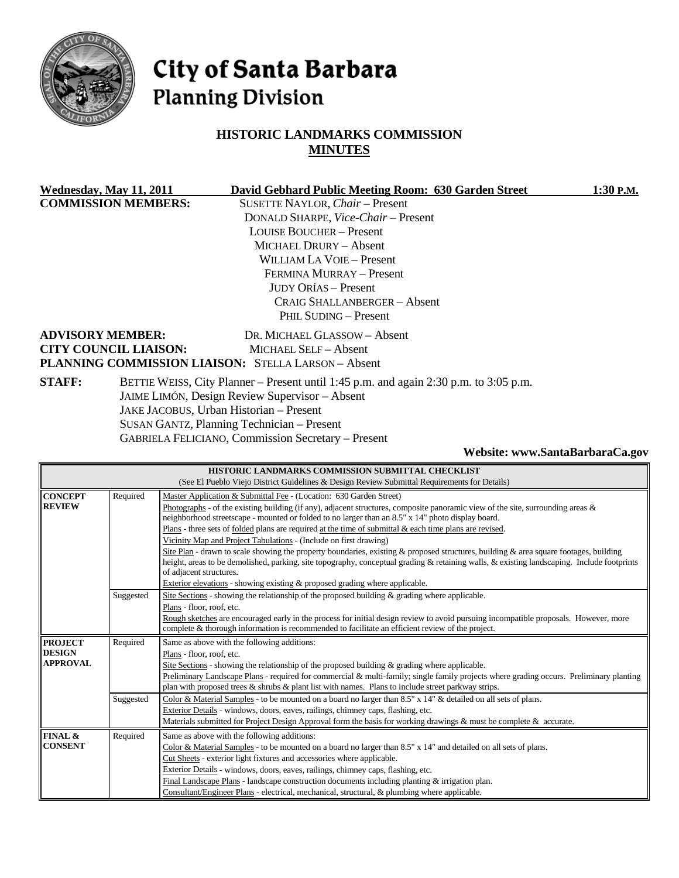# City of Santa Barbara
## Planning Division

### HISTORIC LANDMARKS COMMISSION
### MINUTES

**Wednesday, May 11, 2011** **David Gebhard Public Meeting Room: 630 Garden Street** **1:30 P.M.**

**COMMISSION MEMBERS:**
SUSETTE NAYLOR, *Chair* – Present
DONALD SHARPE, *Vice-Chair* – Present
LOUISE BOUCHER – Present
MICHAEL DRURY – Absent
WILLIAM LA VOIE – Present
FERMINA MURRAY – Present
JUDY ORÍAS – Present
CRAIG SHALLANBERGER – Absent
PHIL SUDING – Present

**ADVISORY MEMBER:** DR. MICHAEL GLASSOW – Absent
**CITY COUNCIL LIAISON:** MICHAEL SELF – Absent
**PLANNING COMMISSION LIAISON:** STELLA LARSON – Absent

**STAFF:**
BETTIE WEISS, City Planner – Present until 1:45 p.m. and again 2:30 p.m. to 3:05 p.m.
JAIME LIMÓN, Design Review Supervisor – Absent
JAKE JACOBUS, Urban Historian – Present
SUSAN GANTZ, Planning Technician – Present
GABRIELA FELICIANO, Commission Secretary – Present

**Website: www.SantaBarbaraCa.gov**

| HISTORIC LANDMARKS COMMISSION SUBMITTAL CHECKLIST (See El Pueblo Viejo District Guidelines & Design Review Submittal Requirements for Details) | | |
|---|---|---|
| **CONCEPT REVIEW** | Required | Master Application & Submittal Fee - (Location: 630 Garden Street)<br>Photographs - of the existing building (if any), adjacent structures, composite panoramic view of the site, surrounding areas & neighborhood streetscape - mounted or folded to no larger than an 8.5" x 14" photo display board.<br>Plans - three sets of folded plans are required at the time of submittal & each time plans are revised.<br>Vicinity Map and Project Tabulations - (Include on first drawing)<br>Site Plan - drawn to scale showing the property boundaries, existing & proposed structures, building & area square footages, building height, areas to be demolished, parking, site topography, conceptual grading & retaining walls, & existing landscaping. Include footprints of adjacent structures.<br>Exterior elevations - showing existing & proposed grading where applicable. |
| | Suggested | Site Sections - showing the relationship of the proposed building & grading where applicable.<br>Plans - floor, roof, etc.<br>Rough sketches are encouraged early in the process for initial design review to avoid pursuing incompatible proposals. However, more complete & thorough information is recommended to facilitate an efficient review of the project. |
| **PROJECT DESIGN APPROVAL** | Required | Same as above with the following additions:<br>Plans - floor, roof, etc.<br>Site Sections - showing the relationship of the proposed building & grading where applicable.<br>Preliminary Landscape Plans - required for commercial & multi-family; single family projects where grading occurs. Preliminary planting plan with proposed trees & shrubs & plant list with names. Plans to include street parkway strips. |
| | Suggested | Color & Material Samples - to be mounted on a board no larger than 8.5" x 14" & detailed on all sets of plans.<br>Exterior Details - windows, doors, eaves, railings, chimney caps, flashing, etc.<br>Materials submitted for Project Design Approval form the basis for working drawings & must be complete & accurate. |
| **FINAL & CONSENT** | Required | Same as above with the following additions:<br>Color & Material Samples - to be mounted on a board no larger than 8.5" x 14" and detailed on all sets of plans.<br>Cut Sheets - exterior light fixtures and accessories where applicable.<br>Exterior Details - windows, doors, eaves, railings, chimney caps, flashing, etc.<br>Final Landscape Plans - landscape construction documents including planting & irrigation plan.<br>Consultant/Engineer Plans - electrical, mechanical, structural, & plumbing where applicable. |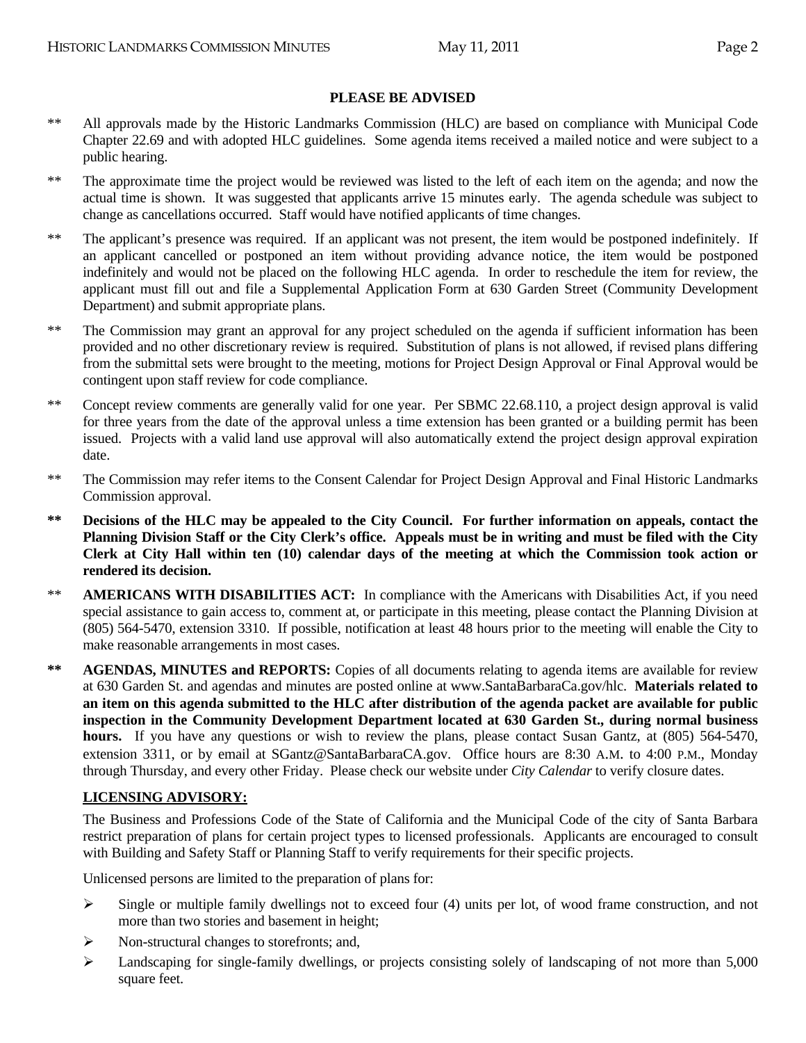**PLEASE BE ADVISED**

** All approvals made by the Historic Landmarks Commission (HLC) are based on compliance with Municipal Code Chapter 22.69 and with adopted HLC guidelines. Some agenda items received a mailed notice and were subject to a public hearing.

** The approximate time the project would be reviewed was listed to the left of each item on the agenda; and now the actual time is shown. It was suggested that applicants arrive 15 minutes early. The agenda schedule was subject to change as cancellations occurred. Staff would have notified applicants of time changes.

** The applicant's presence was required. If an applicant was not present, the item would be postponed indefinitely. If an applicant cancelled or postponed an item without providing advance notice, the item would be postponed indefinitely and would not be placed on the following HLC agenda. In order to reschedule the item for review, the applicant must fill out and file a Supplemental Application Form at 630 Garden Street (Community Development Department) and submit appropriate plans.

** The Commission may grant an approval for any project scheduled on the agenda if sufficient information has been provided and no other discretionary review is required. Substitution of plans is not allowed, if revised plans differing from the submittal sets were brought to the meeting, motions for Project Design Approval or Final Approval would be contingent upon staff review for code compliance.

** Concept review comments are generally valid for one year. Per SBMC 22.68.110, a project design approval is valid for three years from the date of the approval unless a time extension has been granted or a building permit has been issued. Projects with a valid land use approval will also automatically extend the project design approval expiration date.

** The Commission may refer items to the Consent Calendar for Project Design Approval and Final Historic Landmarks Commission approval.

**\*\* Decisions of the HLC may be appealed to the City Council. For further information on appeals, contact the Planning Division Staff or the City Clerk's office. Appeals must be in writing and must be filed with the City Clerk at City Hall within ten (10) calendar days of the meeting at which the Commission took action or rendered its decision.**

** **AMERICANS WITH DISABILITIES ACT:** In compliance with the Americans with Disabilities Act, if you need special assistance to gain access to, comment at, or participate in this meeting, please contact the Planning Division at (805) 564-5470, extension 3310. If possible, notification at least 48 hours prior to the meeting will enable the City to make reasonable arrangements in most cases.

**\*\* AGENDAS, MINUTES and REPORTS:** Copies of all documents relating to agenda items are available for review at 630 Garden St. and agendas and minutes are posted online at www.SantaBarbaraCa.gov/hlc. **Materials related to an item on this agenda submitted to the HLC after distribution of the agenda packet are available for public inspection in the Community Development Department located at 630 Garden St., during normal business hours.** If you have any questions or wish to review the plans, please contact Susan Gantz, at (805) 564-5470, extension 3311, or by email at SGantz@SantaBarbaraCA.gov. Office hours are 8:30 A.M. to 4:00 P.M., Monday through Thursday, and every other Friday. Please check our website under *City Calendar* to verify closure dates.

**LICENSING ADVISORY:**

The Business and Professions Code of the State of California and the Municipal Code of the city of Santa Barbara restrict preparation of plans for certain project types to licensed professionals. Applicants are encouraged to consult with Building and Safety Staff or Planning Staff to verify requirements for their specific projects.

Unlicensed persons are limited to the preparation of plans for:

- Single or multiple family dwellings not to exceed four (4) units per lot, of wood frame construction, and not more than two stories and basement in height;
- Non-structural changes to storefronts; and,
- Landscaping for single-family dwellings, or projects consisting solely of landscaping of not more than 5,000 square feet.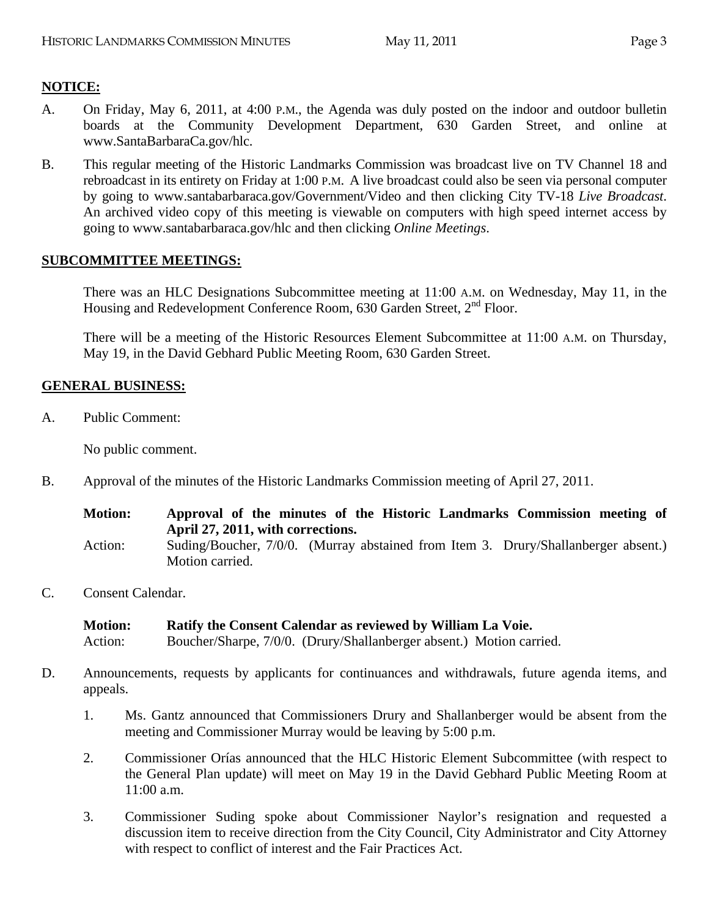## NOTICE:

A. On Friday, May 6, 2011, at 4:00 P.M., the Agenda was duly posted on the indoor and outdoor bulletin boards at the Community Development Department, 630 Garden Street, and online at www.SantaBarbaraCa.gov/hlc.

B. This regular meeting of the Historic Landmarks Commission was broadcast live on TV Channel 18 and rebroadcast in its entirety on Friday at 1:00 P.M. A live broadcast could also be seen via personal computer by going to www.santabarbaraca.gov/Government/Video and then clicking City TV-18 *Live Broadcast*. An archived video copy of this meeting is viewable on computers with high speed internet access by going to www.santabarbaraca.gov/hlc and then clicking *Online Meetings*.

## SUBCOMMITTEE MEETINGS:

There was an HLC Designations Subcommittee meeting at 11:00 A.M. on Wednesday, May 11, in the Housing and Redevelopment Conference Room, 630 Garden Street, 2nd Floor.

There will be a meeting of the Historic Resources Element Subcommittee at 11:00 A.M. on Thursday, May 19, in the David Gebhard Public Meeting Room, 630 Garden Street.

## GENERAL BUSINESS:

A. Public Comment:

No public comment.

B. Approval of the minutes of the Historic Landmarks Commission meeting of April 27, 2011.

**Motion: Approval of the minutes of the Historic Landmarks Commission meeting of April 27, 2011, with corrections.**

Action: Suding/Boucher, 7/0/0. (Murray abstained from Item 3. Drury/Shallanberger absent.) Motion carried.

C. Consent Calendar.

**Motion: Ratify the Consent Calendar as reviewed by William La Voie.**

Action: Boucher/Sharpe, 7/0/0. (Drury/Shallanberger absent.) Motion carried.

D. Announcements, requests by applicants for continuances and withdrawals, future agenda items, and appeals.

1. Ms. Gantz announced that Commissioners Drury and Shallanberger would be absent from the meeting and Commissioner Murray would be leaving by 5:00 p.m.

2. Commissioner Orías announced that the HLC Historic Element Subcommittee (with respect to the General Plan update) will meet on May 19 in the David Gebhard Public Meeting Room at 11:00 a.m.

3. Commissioner Suding spoke about Commissioner Naylor's resignation and requested a discussion item to receive direction from the City Council, City Administrator and City Attorney with respect to conflict of interest and the Fair Practices Act.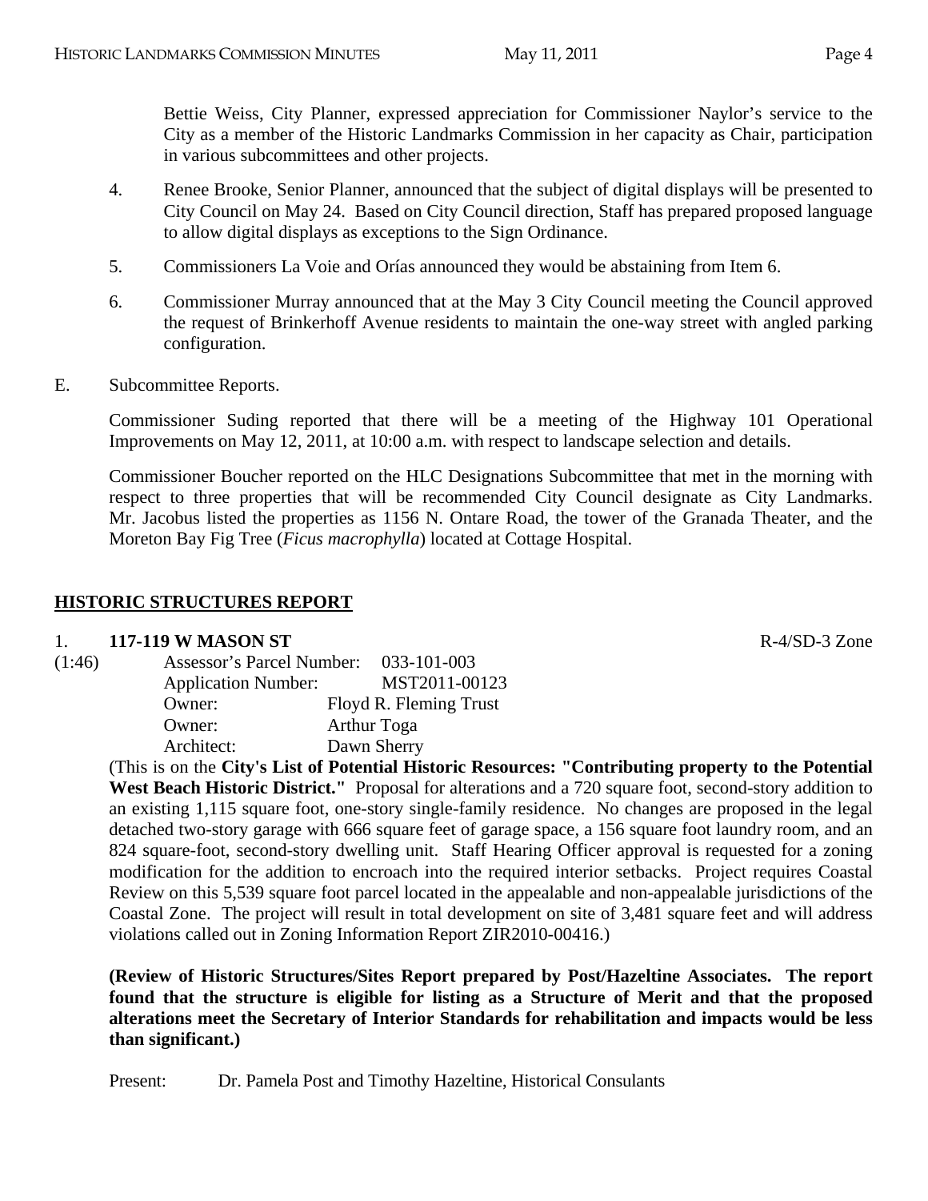Bettie Weiss, City Planner, expressed appreciation for Commissioner Naylor's service to the City as a member of the Historic Landmarks Commission in her capacity as Chair, participation in various subcommittees and other projects.

4. Renee Brooke, Senior Planner, announced that the subject of digital displays will be presented to City Council on May 24. Based on City Council direction, Staff has prepared proposed language to allow digital displays as exceptions to the Sign Ordinance.

5. Commissioners La Voie and Orías announced they would be abstaining from Item 6.

6. Commissioner Murray announced that at the May 3 City Council meeting the Council approved the request of Brinkerhoff Avenue residents to maintain the one-way street with angled parking configuration.

E. Subcommittee Reports.

Commissioner Suding reported that there will be a meeting of the Highway 101 Operational Improvements on May 12, 2011, at 10:00 a.m. with respect to landscape selection and details.

Commissioner Boucher reported on the HLC Designations Subcommittee that met in the morning with respect to three properties that will be recommended City Council designate as City Landmarks. Mr. Jacobus listed the properties as 1156 N. Ontare Road, the tower of the Granada Theater, and the Moreton Bay Fig Tree (*Ficus macrophylla*) located at Cottage Hospital.

## HISTORIC STRUCTURES REPORT

1. **117-119 W MASON ST** R-4/SD-3 Zone

(1:46)
Assessor's Parcel Number: 033-101-003
Application Number: MST2011-00123
Owner: Floyd R. Fleming Trust
Owner: Arthur Toga
Architect: Dawn Sherry

(This is on the **City's List of Potential Historic Resources: "Contributing property to the Potential West Beach Historic District."** Proposal for alterations and a 720 square foot, second-story addition to an existing 1,115 square foot, one-story single-family residence. No changes are proposed in the legal detached two-story garage with 666 square feet of garage space, a 156 square foot laundry room, and an 824 square-foot, second-story dwelling unit. Staff Hearing Officer approval is requested for a zoning modification for the addition to encroach into the required interior setbacks. Project requires Coastal Review on this 5,539 square foot parcel located in the appealable and non-appealable jurisdictions of the Coastal Zone. The project will result in total development on site of 3,481 square feet and will address violations called out in Zoning Information Report ZIR2010-00416.)

**(Review of Historic Structures/Sites Report prepared by Post/Hazeltine Associates. The report found that the structure is eligible for listing as a Structure of Merit and that the proposed alterations meet the Secretary of Interior Standards for rehabilitation and impacts would be less than significant.)**

Present: Dr. Pamela Post and Timothy Hazeltine, Historical Consultants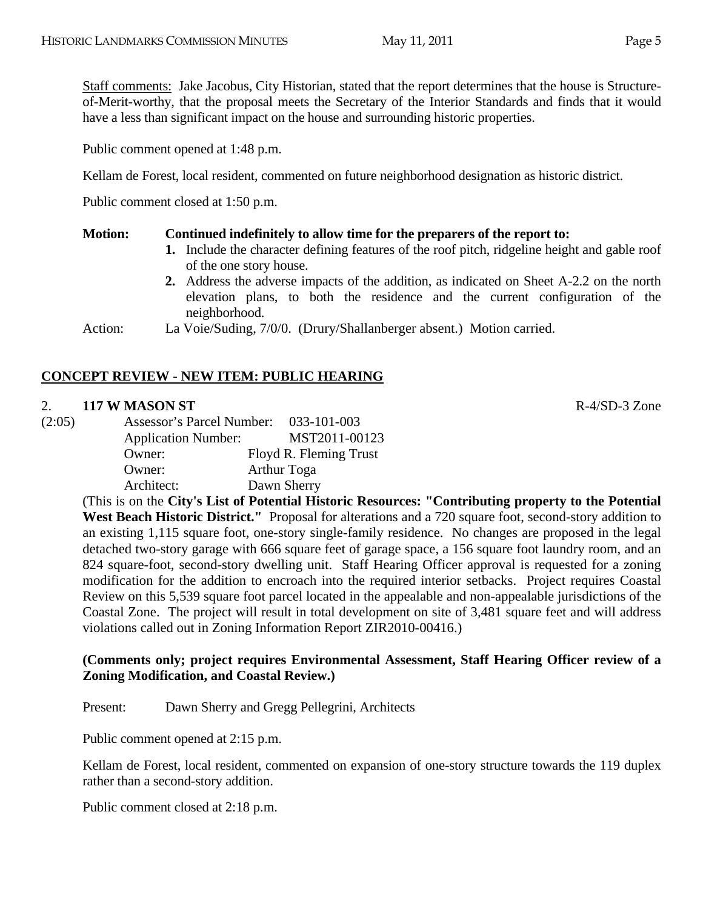Staff comments: Jake Jacobus, City Historian, stated that the report determines that the house is Structure-of-Merit-worthy, that the proposal meets the Secretary of the Interior Standards and finds that it would have a less than significant impact on the house and surrounding historic properties.

Public comment opened at 1:48 p.m.

Kellam de Forest, local resident, commented on future neighborhood designation as historic district.

Public comment closed at 1:50 p.m.

**Motion: Continued indefinitely to allow time for the preparers of the report to:**

1. Include the character defining features of the roof pitch, ridgeline height and gable roof of the one story house.
2. Address the adverse impacts of the addition, as indicated on Sheet A-2.2 on the north elevation plans, to both the residence and the current configuration of the neighborhood.

Action: La Voie/Suding, 7/0/0. (Drury/Shallanberger absent.) Motion carried.

## CONCEPT REVIEW - NEW ITEM: PUBLIC HEARING

2. **117 W MASON ST** R-4/SD-3 Zone

(2:05)

Assessor's Parcel Number: 033-101-003
Application Number: MST2011-00123
Owner: Floyd R. Fleming Trust
Owner: Arthur Toga
Architect: Dawn Sherry

(This is on the **City's List of Potential Historic Resources: "Contributing property to the Potential West Beach Historic District."** Proposal for alterations and a 720 square foot, second-story addition to an existing 1,115 square foot, one-story single-family residence. No changes are proposed in the legal detached two-story garage with 666 square feet of garage space, a 156 square foot laundry room, and an 824 square-foot, second-story dwelling unit. Staff Hearing Officer approval is requested for a zoning modification for the addition to encroach into the required interior setbacks. Project requires Coastal Review on this 5,539 square foot parcel located in the appealable and non-appealable jurisdictions of the Coastal Zone. The project will result in total development on site of 3,481 square feet and will address violations called out in Zoning Information Report ZIR2010-00416.)

**(Comments only; project requires Environmental Assessment, Staff Hearing Officer review of a Zoning Modification, and Coastal Review.)**

Present: Dawn Sherry and Gregg Pellegrini, Architects

Public comment opened at 2:15 p.m.

Kellam de Forest, local resident, commented on expansion of one-story structure towards the 119 duplex rather than a second-story addition.

Public comment closed at 2:18 p.m.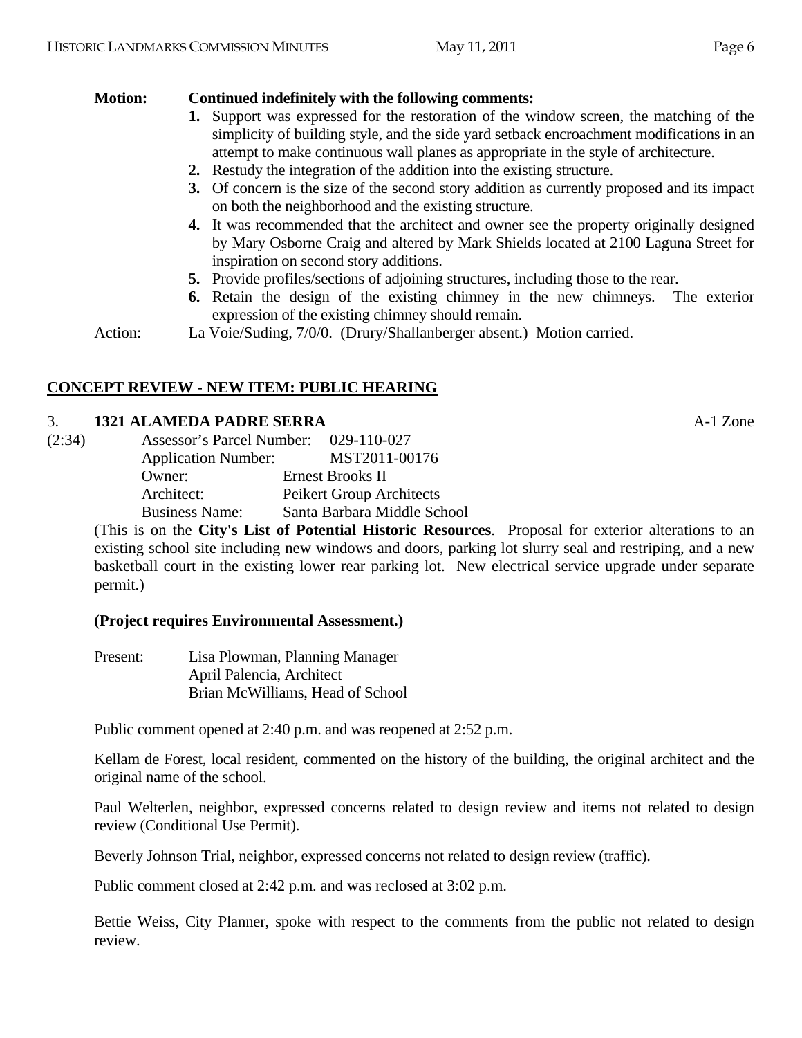**Motion: Continued indefinitely with the following comments:**

1. Support was expressed for the restoration of the window screen, the matching of the simplicity of building style, and the side yard setback encroachment modifications in an attempt to make continuous wall planes as appropriate in the style of architecture.
2. Restudy the integration of the addition into the existing structure.
3. Of concern is the size of the second story addition as currently proposed and its impact on both the neighborhood and the existing structure.
4. It was recommended that the architect and owner see the property originally designed by Mary Osborne Craig and altered by Mark Shields located at 2100 Laguna Street for inspiration on second story additions.
5. Provide profiles/sections of adjoining structures, including those to the rear.
6. Retain the design of the existing chimney in the new chimneys. The exterior expression of the existing chimney should remain.

Action: La Voie/Suding, 7/0/0. (Drury/Shallanberger absent.) Motion carried.

## CONCEPT REVIEW - NEW ITEM: PUBLIC HEARING

3. **1321 ALAMEDA PADRE SERRA** A-1 Zone

(2:34)

Assessor's Parcel Number: 029-110-027
Application Number: MST2011-00176
Owner: Ernest Brooks II
Architect: Peikert Group Architects
Business Name: Santa Barbara Middle School

(This is on the **City's List of Potential Historic Resources**. Proposal for exterior alterations to an existing school site including new windows and doors, parking lot slurry seal and restriping, and a new basketball court in the existing lower rear parking lot. New electrical service upgrade under separate permit.)

**(Project requires Environmental Assessment.)**

Present: Lisa Plowman, Planning Manager
April Palencia, Architect
Brian McWilliams, Head of School

Public comment opened at 2:40 p.m. and was reopened at 2:52 p.m.

Kellam de Forest, local resident, commented on the history of the building, the original architect and the original name of the school.

Paul Welterlen, neighbor, expressed concerns related to design review and items not related to design review (Conditional Use Permit).

Beverly Johnson Trial, neighbor, expressed concerns not related to design review (traffic).

Public comment closed at 2:42 p.m. and was reclosed at 3:02 p.m.

Bettie Weiss, City Planner, spoke with respect to the comments from the public not related to design review.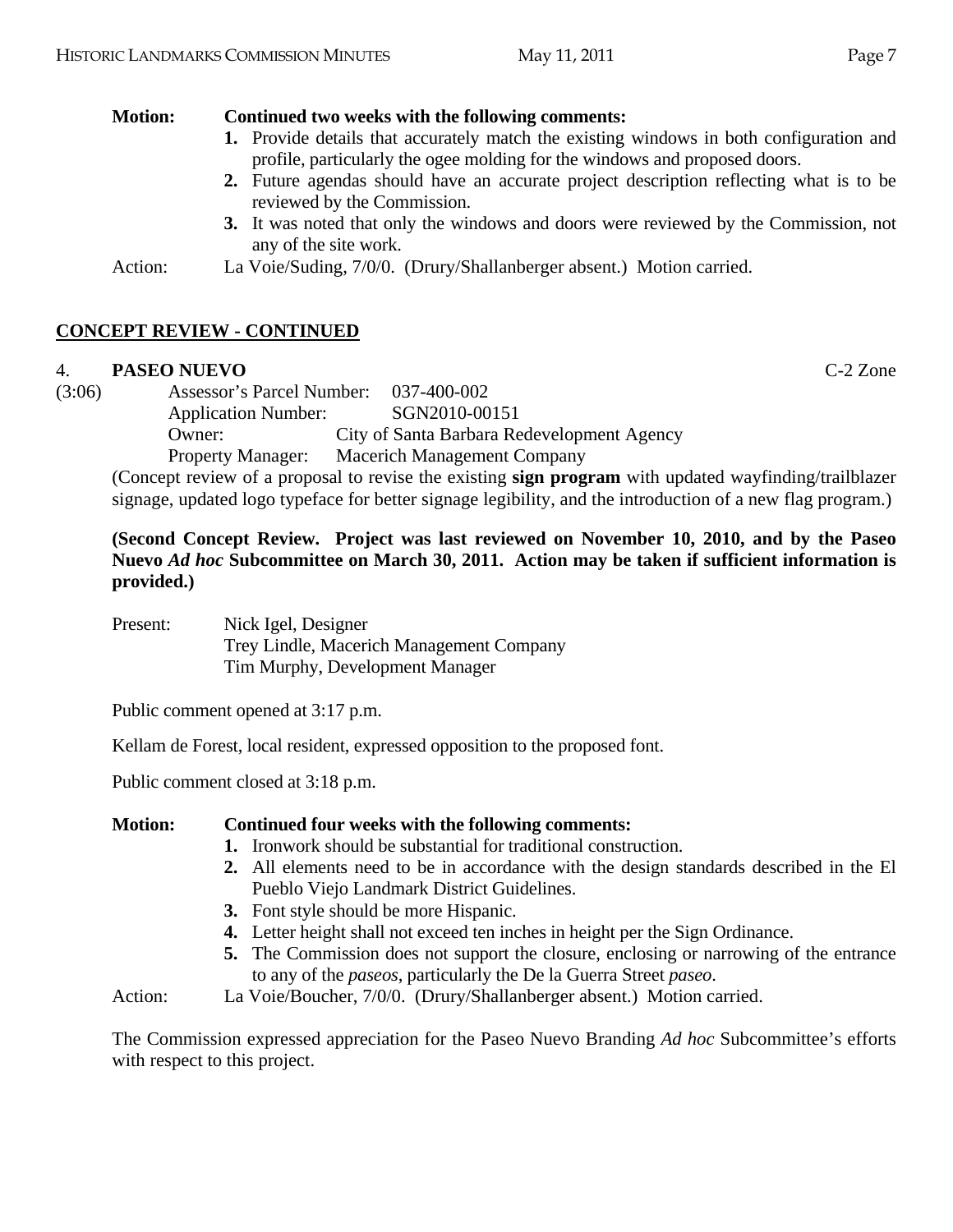**Motion: Continued two weeks with the following comments:**

1. Provide details that accurately match the existing windows in both configuration and profile, particularly the ogee molding for the windows and proposed doors.
2. Future agendas should have an accurate project description reflecting what is to be reviewed by the Commission.
3. It was noted that only the windows and doors were reviewed by the Commission, not any of the site work.

Action: La Voie/Suding, 7/0/0. (Drury/Shallanberger absent.) Motion carried.

## CONCEPT REVIEW - CONTINUED

**4. PASEO NUEVO** C-2 Zone

(3:06)

Assessor's Parcel Number: 037-400-002
Application Number: SGN2010-00151
Owner: City of Santa Barbara Redevelopment Agency
Property Manager: Macerich Management Company

(Concept review of a proposal to revise the existing **sign program** with updated wayfinding/trailblazer signage, updated logo typeface for better signage legibility, and the introduction of a new flag program.)

**(Second Concept Review. Project was last reviewed on November 10, 2010, and by the Paseo Nuevo *Ad hoc* Subcommittee on March 30, 2011. Action may be taken if sufficient information is provided.)**

Present: Nick Igel, Designer
Trey Lindle, Macerich Management Company
Tim Murphy, Development Manager

Public comment opened at 3:17 p.m.

Kellam de Forest, local resident, expressed opposition to the proposed font.

Public comment closed at 3:18 p.m.

**Motion: Continued four weeks with the following comments:**

1. Ironwork should be substantial for traditional construction.
2. All elements need to be in accordance with the design standards described in the El Pueblo Viejo Landmark District Guidelines.
3. Font style should be more Hispanic.
4. Letter height shall not exceed ten inches in height per the Sign Ordinance.
5. The Commission does not support the closure, enclosing or narrowing of the entrance to any of the *paseos*, particularly the De la Guerra Street *paseo*.

Action: La Voie/Boucher, 7/0/0. (Drury/Shallanberger absent.) Motion carried.

The Commission expressed appreciation for the Paseo Nuevo Branding *Ad hoc* Subcommittee's efforts with respect to this project.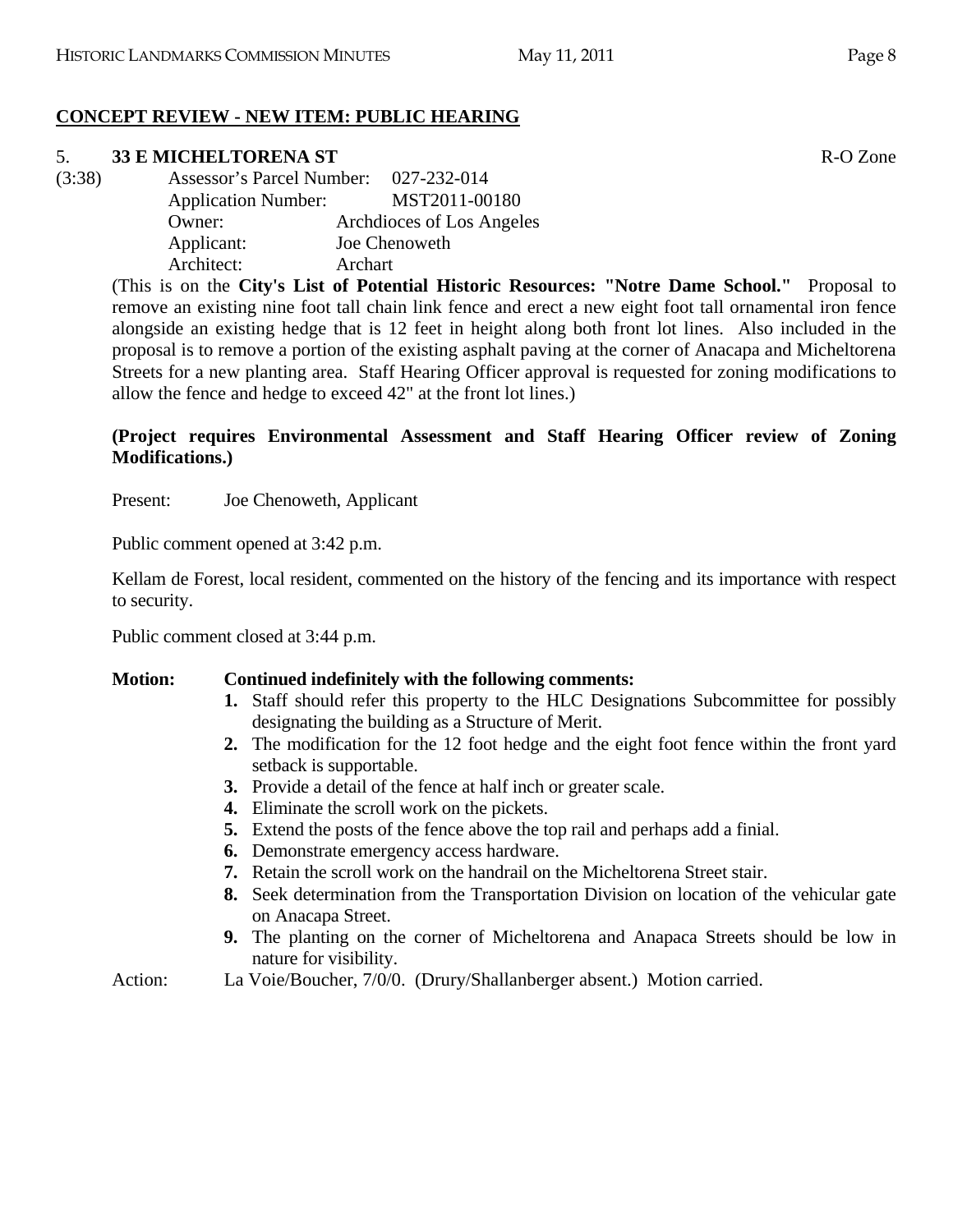## **CONCEPT REVIEW - NEW ITEM: PUBLIC HEARING**

5. **33 E MICHELTORENA ST** R-O Zone

(3:38)

Assessor's Parcel Number: 027-232-014
Application Number: MST2011-00180
Owner: Archdioces of Los Angeles
Applicant: Joe Chenoweth
Architect: Archart

(This is on the **City's List of Potential Historic Resources: "Notre Dame School."** Proposal to remove an existing nine foot tall chain link fence and erect a new eight foot tall ornamental iron fence alongside an existing hedge that is 12 feet in height along both front lot lines. Also included in the proposal is to remove a portion of the existing asphalt paving at the corner of Anacapa and Micheltorena Streets for a new planting area. Staff Hearing Officer approval is requested for zoning modifications to allow the fence and hedge to exceed 42" at the front lot lines.)

**(Project requires Environmental Assessment and Staff Hearing Officer review of Zoning Modifications.)**

Present: Joe Chenoweth, Applicant

Public comment opened at 3:42 p.m.

Kellam de Forest, local resident, commented on the history of the fencing and its importance with respect to security.

Public comment closed at 3:44 p.m.

**Motion: Continued indefinitely with the following comments:**

1. Staff should refer this property to the HLC Designations Subcommittee for possibly designating the building as a Structure of Merit.
2. The modification for the 12 foot hedge and the eight foot fence within the front yard setback is supportable.
3. Provide a detail of the fence at half inch or greater scale.
4. Eliminate the scroll work on the pickets.
5. Extend the posts of the fence above the top rail and perhaps add a finial.
6. Demonstrate emergency access hardware.
7. Retain the scroll work on the handrail on the Micheltorena Street stair.
8. Seek determination from the Transportation Division on location of the vehicular gate on Anacapa Street.
9. The planting on the corner of Micheltorena and Anapaca Streets should be low in nature for visibility.

Action: La Voie/Boucher, 7/0/0. (Drury/Shallanberger absent.) Motion carried.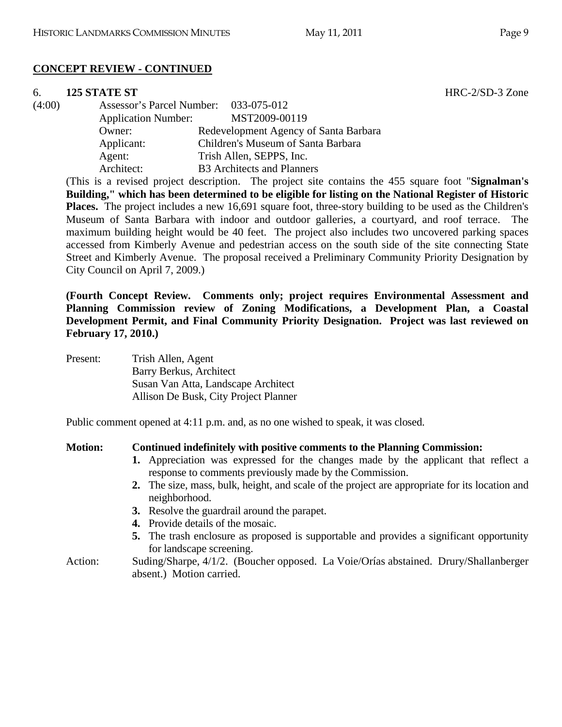**CONCEPT REVIEW - CONTINUED**

6. **125 STATE ST** HRC-2/SD-3 Zone

(4:00)

Assessor's Parcel Number: 033-075-012
Application Number: MST2009-00119
Owner: Redevelopment Agency of Santa Barbara
Applicant: Children's Museum of Santa Barbara
Agent: Trish Allen, SEPPS, Inc.
Architect: B3 Architects and Planners

(This is a revised project description. The project site contains the 455 square foot "**Signalman's Building," which has been determined to be eligible for listing on the National Register of Historic Places.** The project includes a new 16,691 square foot, three-story building to be used as the Children's Museum of Santa Barbara with indoor and outdoor galleries, a courtyard, and roof terrace. The maximum building height would be 40 feet. The project also includes two uncovered parking spaces accessed from Kimberly Avenue and pedestrian access on the south side of the site connecting State Street and Kimberly Avenue. The proposal received a Preliminary Community Priority Designation by City Council on April 7, 2009.)

**(Fourth Concept Review. Comments only; project requires Environmental Assessment and Planning Commission review of Zoning Modifications, a Development Plan, a Coastal Development Permit, and Final Community Priority Designation. Project was last reviewed on February 17, 2010.)**

Present: Trish Allen, Agent
Barry Berkus, Architect
Susan Van Atta, Landscape Architect
Allison De Busk, City Project Planner

Public comment opened at 4:11 p.m. and, as no one wished to speak, it was closed.

**Motion: Continued indefinitely with positive comments to the Planning Commission:**

1. Appreciation was expressed for the changes made by the applicant that reflect a response to comments previously made by the Commission.
2. The size, mass, bulk, height, and scale of the project are appropriate for its location and neighborhood.
3. Resolve the guardrail around the parapet.
4. Provide details of the mosaic.
5. The trash enclosure as proposed is supportable and provides a significant opportunity for landscape screening.

Action: Suding/Sharpe, 4/1/2. (Boucher opposed. La Voie/Orías abstained. Drury/Shallanberger absent.) Motion carried.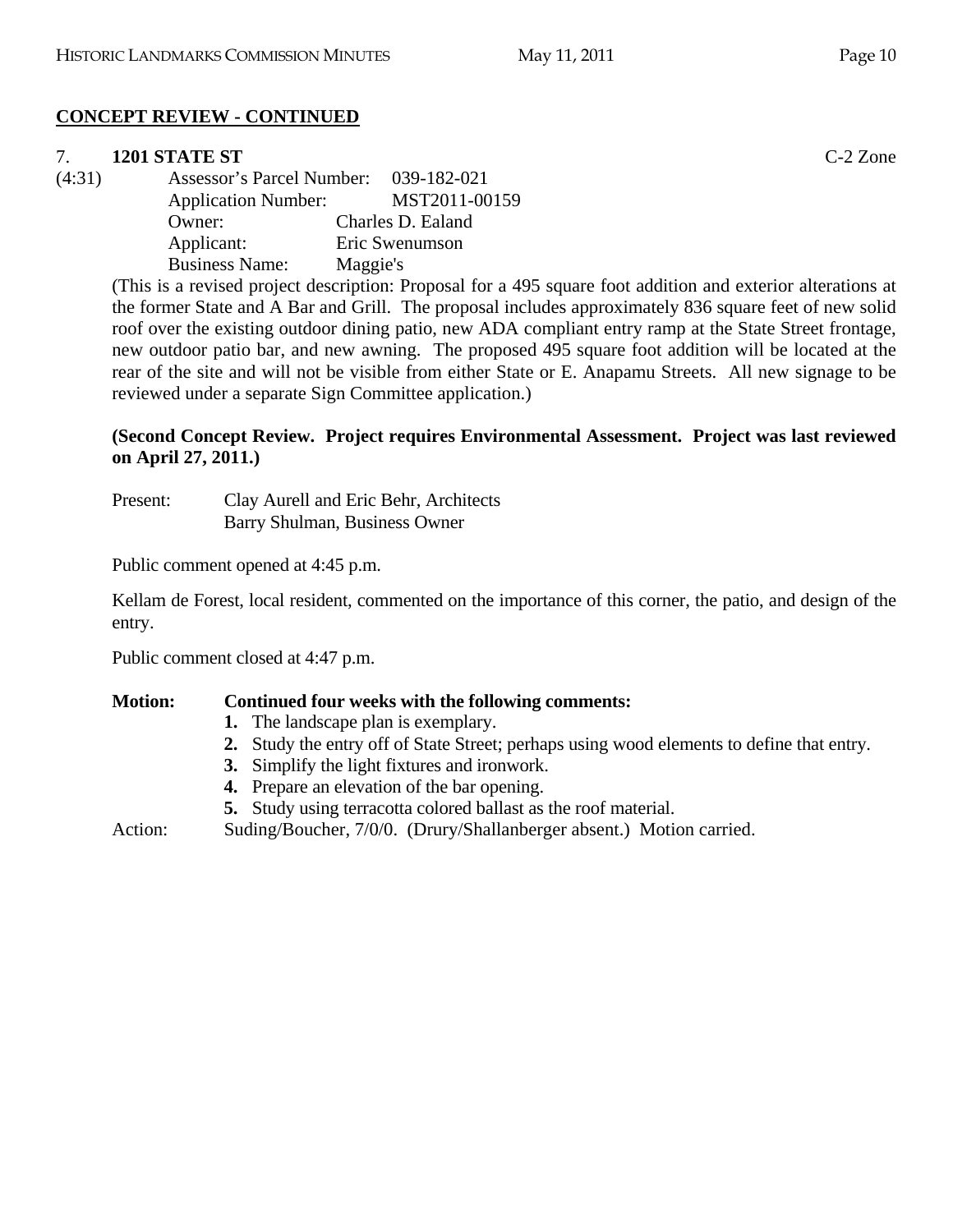## CONCEPT REVIEW - CONTINUED

7. **1201 STATE ST** C-2 Zone

(4:31) Assessor's Parcel Number: 039-182-021
Application Number: MST2011-00159
Owner: Charles D. Ealand
Applicant: Eric Swenumson
Business Name: Maggie's

(This is a revised project description: Proposal for a 495 square foot addition and exterior alterations at the former State and A Bar and Grill. The proposal includes approximately 836 square feet of new solid roof over the existing outdoor dining patio, new ADA compliant entry ramp at the State Street frontage, new outdoor patio bar, and new awning. The proposed 495 square foot addition will be located at the rear of the site and will not be visible from either State or E. Anapamu Streets. All new signage to be reviewed under a separate Sign Committee application.)

**(Second Concept Review. Project requires Environmental Assessment. Project was last reviewed on April 27, 2011.)**

Present: Clay Aurell and Eric Behr, Architects
Barry Shulman, Business Owner

Public comment opened at 4:45 p.m.

Kellam de Forest, local resident, commented on the importance of this corner, the patio, and design of the entry.

Public comment closed at 4:47 p.m.

**Motion: Continued four weeks with the following comments:**

1. The landscape plan is exemplary.
2. Study the entry off of State Street; perhaps using wood elements to define that entry.
3. Simplify the light fixtures and ironwork.
4. Prepare an elevation of the bar opening.
5. Study using terracotta colored ballast as the roof material.

Action: Suding/Boucher, 7/0/0. (Drury/Shallanberger absent.) Motion carried.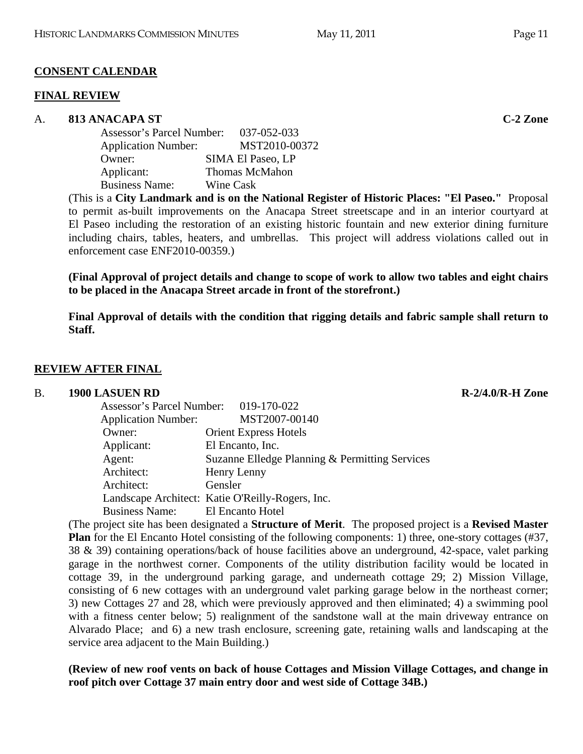## CONSENT CALENDAR

## FINAL REVIEW

**A. 813 ANACAPA ST** **C-2 Zone**

Assessor's Parcel Number: 037-052-033
Application Number: MST2010-00372
Owner: SIMA El Paseo, LP
Applicant: Thomas McMahon
Business Name: Wine Cask

(This is a **City Landmark and is on the National Register of Historic Places: "El Paseo."** Proposal to permit as-built improvements on the Anacapa Street streetscape and in an interior courtyard at El Paseo including the restoration of an existing historic fountain and new exterior dining furniture including chairs, tables, heaters, and umbrellas. This project will address violations called out in enforcement case ENF2010-00359.)

**(Final Approval of project details and change to scope of work to allow two tables and eight chairs to be placed in the Anacapa Street arcade in front of the storefront.)**

**Final Approval of details with the condition that rigging details and fabric sample shall return to Staff.**

## REVIEW AFTER FINAL

**B. 1900 LASUEN RD** **R-2/4.0/R-H Zone**

Assessor's Parcel Number: 019-170-022
Application Number: MST2007-00140
Owner: Orient Express Hotels
Applicant: El Encanto, Inc.
Agent: Suzanne Elledge Planning & Permitting Services
Architect: Henry Lenny
Architect: Gensler
Landscape Architect: Katie O'Reilly-Rogers, Inc.
Business Name: El Encanto Hotel

(The project site has been designated a **Structure of Merit**. The proposed project is a **Revised Master Plan** for the El Encanto Hotel consisting of the following components: 1) three, one-story cottages (#37, 38 & 39) containing operations/back of house facilities above an underground, 42-space, valet parking garage in the northwest corner. Components of the utility distribution facility would be located in cottage 39, in the underground parking garage, and underneath cottage 29; 2) Mission Village, consisting of 6 new cottages with an underground valet parking garage below in the northeast corner; 3) new Cottages 27 and 28, which were previously approved and then eliminated; 4) a swimming pool with a fitness center below; 5) realignment of the sandstone wall at the main driveway entrance on Alvarado Place; and 6) a new trash enclosure, screening gate, retaining walls and landscaping at the service area adjacent to the Main Building.)

**(Review of new roof vents on back of house Cottages and Mission Village Cottages, and change in roof pitch over Cottage 37 main entry door and west side of Cottage 34B.)**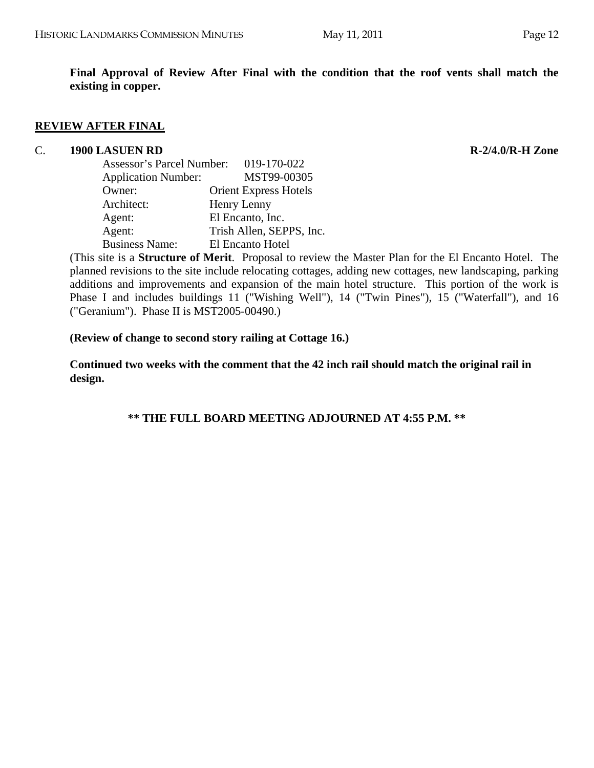**Final Approval of Review After Final with the condition that the roof vents shall match the existing in copper.**

## REVIEW AFTER FINAL

**C. 1900 LASUEN RD** **R-2/4.0/R-H Zone**

Assessor's Parcel Number: 019-170-022
Application Number: MST99-00305
Owner: Orient Express Hotels
Architect: Henry Lenny
Agent: El Encanto, Inc.
Agent: Trish Allen, SEPPS, Inc.
Business Name: El Encanto Hotel

(This site is a **Structure of Merit**. Proposal to review the Master Plan for the El Encanto Hotel. The planned revisions to the site include relocating cottages, adding new cottages, new landscaping, parking additions and improvements and expansion of the main hotel structure. This portion of the work is Phase I and includes buildings 11 ("Wishing Well"), 14 ("Twin Pines"), 15 ("Waterfall"), and 16 ("Geranium"). Phase II is MST2005-00490.)

**(Review of change to second story railing at Cottage 16.)**

**Continued two weeks with the comment that the 42 inch rail should match the original rail in design.**

**\*\* THE FULL BOARD MEETING ADJOURNED AT 4:55 P.M. \*\***